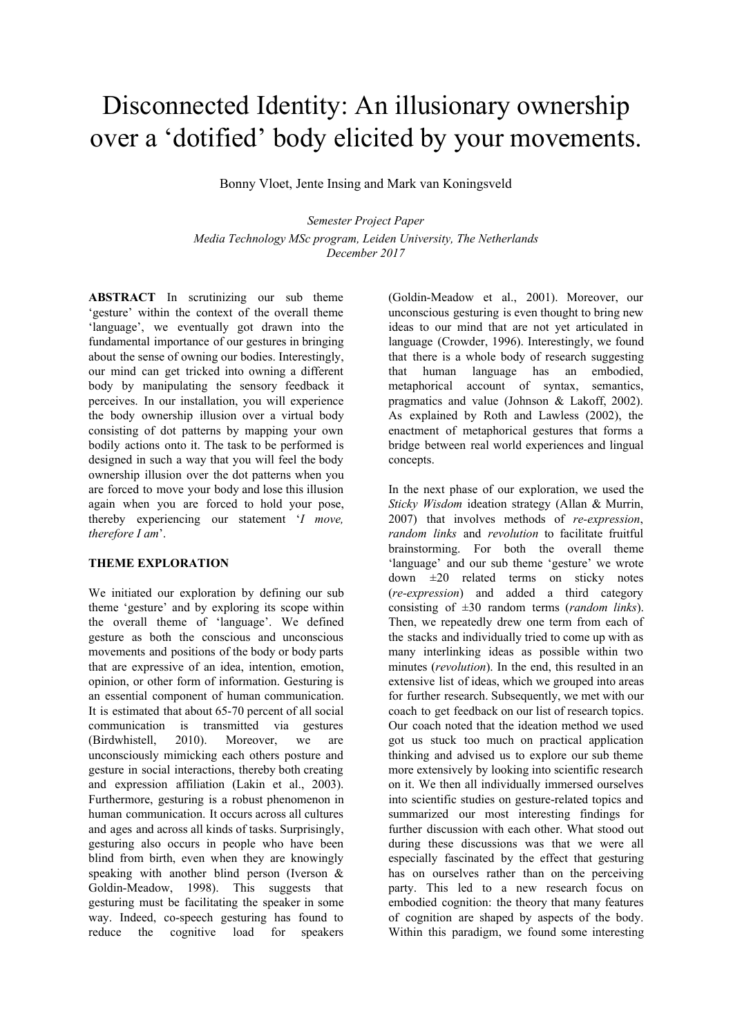# Disconnected Identity: An illusionary ownership over a 'dotified' body elicited by your movements.

Bonny Vloet, Jente Insing and Mark van Koningsveld

*Semester Project Paper*
*Media Technology MSc program, Leiden University, The Netherlands*
*December 2017*

**ABSTRACT** In scrutinizing our sub theme 'gesture' within the context of the overall theme 'language', we eventually got drawn into the fundamental importance of our gestures in bringing about the sense of owning our bodies. Interestingly, our mind can get tricked into owning a different body by manipulating the sensory feedback it perceives. In our installation, you will experience the body ownership illusion over a virtual body consisting of dot patterns by mapping your own bodily actions onto it. The task to be performed is designed in such a way that you will feel the body ownership illusion over the dot patterns when you are forced to move your body and lose this illusion again when you are forced to hold your pose, thereby experiencing our statement '*I move, therefore I am*'.

**THEME EXPLORATION**

We initiated our exploration by defining our sub theme 'gesture' and by exploring its scope within the overall theme of 'language'. We defined gesture as both the conscious and unconscious movements and positions of the body or body parts that are expressive of an idea, intention, emotion, opinion, or other form of information. Gesturing is an essential component of human communication. It is estimated that about 65-70 percent of all social communication is transmitted via gestures (Birdwhistell, 2010). Moreover, we are unconsciously mimicking each others posture and gesture in social interactions, thereby both creating and expression affiliation (Lakin et al., 2003). Furthermore, gesturing is a robust phenomenon in human communication. It occurs across all cultures and ages and across all kinds of tasks. Surprisingly, gesturing also occurs in people who have been blind from birth, even when they are knowingly speaking with another blind person (Iverson & Goldin-Meadow, 1998). This suggests that gesturing must be facilitating the speaker in some way. Indeed, co-speech gesturing has found to reduce the cognitive load for speakers (Goldin-Meadow et al., 2001). Moreover, our unconscious gesturing is even thought to bring new ideas to our mind that are not yet articulated in language (Crowder, 1996). Interestingly, we found that there is a whole body of research suggesting that human language has an embodied, metaphorical account of syntax, semantics, pragmatics and value (Johnson & Lakoff, 2002). As explained by Roth and Lawless (2002), the enactment of metaphorical gestures that forms a bridge between real world experiences and lingual concepts.

In the next phase of our exploration, we used the *Sticky Wisdom* ideation strategy (Allan & Murrin, 2007) that involves methods of *re-expression*, *random links* and *revolution* to facilitate fruitful brainstorming. For both the overall theme 'language' and our sub theme 'gesture' we wrote down ±20 related terms on sticky notes (*re-expression*) and added a third category consisting of ±30 random terms (*random links*). Then, we repeatedly drew one term from each of the stacks and individually tried to come up with as many interlinking ideas as possible within two minutes (*revolution*). In the end, this resulted in an extensive list of ideas, which we grouped into areas for further research. Subsequently, we met with our coach to get feedback on our list of research topics. Our coach noted that the ideation method we used got us stuck too much on practical application thinking and advised us to explore our sub theme more extensively by looking into scientific research on it. We then all individually immersed ourselves into scientific studies on gesture-related topics and summarized our most interesting findings for further discussion with each other. What stood out during these discussions was that we were all especially fascinated by the effect that gesturing has on ourselves rather than on the perceiving party. This led to a new research focus on embodied cognition: the theory that many features of cognition are shaped by aspects of the body. Within this paradigm, we found some interesting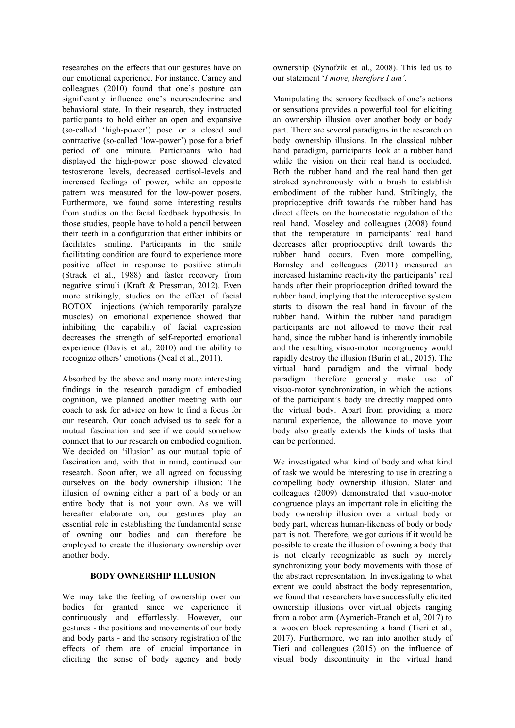researches on the effects that our gestures have on our emotional experience. For instance, Carney and colleagues (2010) found that one's posture can significantly influence one's neuroendocrine and behavioral state. In their research, they instructed participants to hold either an open and expansive (so-called 'high-power') pose or a closed and contractive (so-called 'low-power') pose for a brief period of one minute. Participants who had displayed the high-power pose showed elevated testosterone levels, decreased cortisol-levels and increased feelings of power, while an opposite pattern was measured for the low-power posers. Furthermore, we found some interesting results from studies on the facial feedback hypothesis. In those studies, people have to hold a pencil between their teeth in a configuration that either inhibits or facilitates smiling. Participants in the smile facilitating condition are found to experience more positive affect in response to positive stimuli (Strack et al., 1988) and faster recovery from negative stimuli (Kraft & Pressman, 2012). Even more strikingly, studies on the effect of facial BOTOX injections (which temporarily paralyze muscles) on emotional experience showed that inhibiting the capability of facial expression decreases the strength of self-reported emotional experience (Davis et al., 2010) and the ability to recognize others' emotions (Neal et al., 2011).

Absorbed by the above and many more interesting findings in the research paradigm of embodied cognition, we planned another meeting with our coach to ask for advice on how to find a focus for our research. Our coach advised us to seek for a mutual fascination and see if we could somehow connect that to our research on embodied cognition. We decided on 'illusion' as our mutual topic of fascination and, with that in mind, continued our research. Soon after, we all agreed on focussing ourselves on the body ownership illusion: The illusion of owning either a part of a body or an entire body that is not your own. As we will hereafter elaborate on, our gestures play an essential role in establishing the fundamental sense of owning our bodies and can therefore be employed to create the illusionary ownership over another body.

## BODY OWNERSHIP ILLUSION

We may take the feeling of ownership over our bodies for granted since we experience it continuously and effortlessly. However, our gestures - the positions and movements of our body and body parts - and the sensory registration of the effects of them are of crucial importance in eliciting the sense of body agency and body ownership (Synofzik et al., 2008). This led us to our statement '*I move, therefore I am'*.

Manipulating the sensory feedback of one's actions or sensations provides a powerful tool for eliciting an ownership illusion over another body or body part. There are several paradigms in the research on body ownership illusions. In the classical rubber hand paradigm, participants look at a rubber hand while the vision on their real hand is occluded. Both the rubber hand and the real hand then get stroked synchronously with a brush to establish embodiment of the rubber hand. Strikingly, the proprioceptive drift towards the rubber hand has direct effects on the homeostatic regulation of the real hand. Moseley and colleagues (2008) found that the temperature in participants' real hand decreases after proprioceptive drift towards the rubber hand occurs. Even more compelling, Barnsley and colleagues (2011) measured an increased histamine reactivity the participants' real hands after their proprioception drifted toward the rubber hand, implying that the interoceptive system starts to disown the real hand in favour of the rubber hand. Within the rubber hand paradigm participants are not allowed to move their real hand, since the rubber hand is inherently immobile and the resulting visuo-motor incongruency would rapidly destroy the illusion (Burin et al., 2015). The virtual hand paradigm and the virtual body paradigm therefore generally make use of visuo-motor synchronization, in which the actions of the participant's body are directly mapped onto the virtual body. Apart from providing a more natural experience, the allowance to move your body also greatly extends the kinds of tasks that can be performed.

We investigated what kind of body and what kind of task we would be interesting to use in creating a compelling body ownership illusion. Slater and colleagues (2009) demonstrated that visuo-motor congruence plays an important role in eliciting the body ownership illusion over a virtual body or body part, whereas human-likeness of body or body part is not. Therefore, we got curious if it would be possible to create the illusion of owning a body that is not clearly recognizable as such by merely synchronizing your body movements with those of the abstract representation. In investigating to what extent we could abstract the body representation, we found that researchers have successfully elicited ownership illusions over virtual objects ranging from a robot arm (Aymerich-Franch et al, 2017) to a wooden block representing a hand (Tieri et al., 2017). Furthermore, we ran into another study of Tieri and colleagues (2015) on the influence of visual body discontinuity in the virtual hand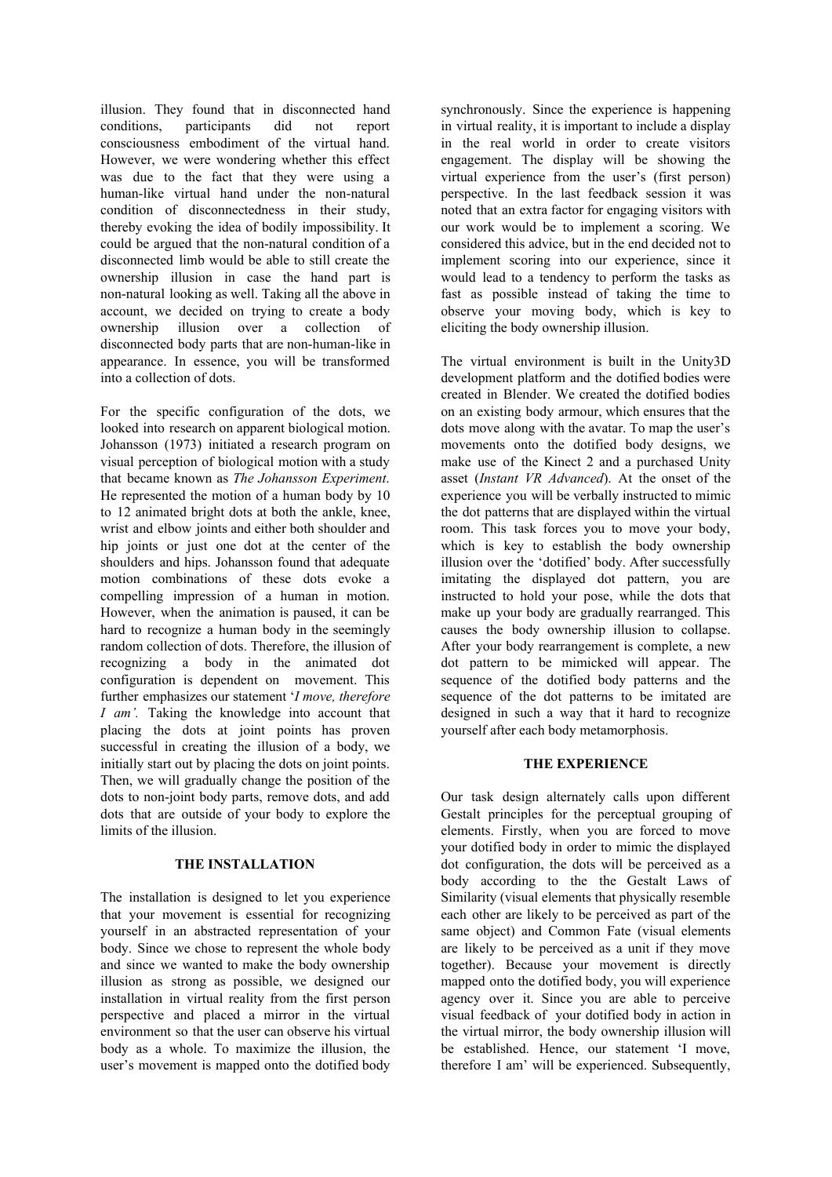illusion. They found that in disconnected hand conditions, participants did not report consciousness embodiment of the virtual hand. However, we were wondering whether this effect was due to the fact that they were using a human-like virtual hand under the non-natural condition of disconnectedness in their study, thereby evoking the idea of bodily impossibility. It could be argued that the non-natural condition of a disconnected limb would be able to still create the ownership illusion in case the hand part is non-natural looking as well. Taking all the above in account, we decided on trying to create a body ownership illusion over a collection of disconnected body parts that are non-human-like in appearance. In essence, you will be transformed into a collection of dots.

For the specific configuration of the dots, we looked into research on apparent biological motion. Johansson (1973) initiated a research program on visual perception of biological motion with a study that became known as *The Johansson Experiment*. He represented the motion of a human body by 10 to 12 animated bright dots at both the ankle, knee, wrist and elbow joints and either both shoulder and hip joints or just one dot at the center of the shoulders and hips. Johansson found that adequate motion combinations of these dots evoke a compelling impression of a human in motion. However, when the animation is paused, it can be hard to recognize a human body in the seemingly random collection of dots. Therefore, the illusion of recognizing a body in the animated dot configuration is dependent on movement. This further emphasizes our statement '*I move, therefore I am'.* Taking the knowledge into account that placing the dots at joint points has proven successful in creating the illusion of a body, we initially start out by placing the dots on joint points. Then, we will gradually change the position of the dots to non-joint body parts, remove dots, and add dots that are outside of your body to explore the limits of the illusion.

## THE INSTALLATION

The installation is designed to let you experience that your movement is essential for recognizing yourself in an abstracted representation of your body. Since we chose to represent the whole body and since we wanted to make the body ownership illusion as strong as possible, we designed our installation in virtual reality from the first person perspective and placed a mirror in the virtual environment so that the user can observe his virtual body as a whole. To maximize the illusion, the user's movement is mapped onto the dotified body synchronously. Since the experience is happening in virtual reality, it is important to include a display in the real world in order to create visitors engagement. The display will be showing the virtual experience from the user's (first person) perspective. In the last feedback session it was noted that an extra factor for engaging visitors with our work would be to implement a scoring. We considered this advice, but in the end decided not to implement scoring into our experience, since it would lead to a tendency to perform the tasks as fast as possible instead of taking the time to observe your moving body, which is key to eliciting the body ownership illusion.

The virtual environment is built in the Unity3D development platform and the dotified bodies were created in Blender. We created the dotified bodies on an existing body armour, which ensures that the dots move along with the avatar. To map the user's movements onto the dotified body designs, we make use of the Kinect 2 and a purchased Unity asset (*Instant VR Advanced*). At the onset of the experience you will be verbally instructed to mimic the dot patterns that are displayed within the virtual room. This task forces you to move your body, which is key to establish the body ownership illusion over the 'dotified' body. After successfully imitating the displayed dot pattern, you are instructed to hold your pose, while the dots that make up your body are gradually rearranged. This causes the body ownership illusion to collapse. After your body rearrangement is complete, a new dot pattern to be mimicked will appear. The sequence of the dotified body patterns and the sequence of the dot patterns to be imitated are designed in such a way that it hard to recognize yourself after each body metamorphosis.

## THE EXPERIENCE

Our task design alternately calls upon different Gestalt principles for the perceptual grouping of elements. Firstly, when you are forced to move your dotified body in order to mimic the displayed dot configuration, the dots will be perceived as a body according to the the Gestalt Laws of Similarity (visual elements that physically resemble each other are likely to be perceived as part of the same object) and Common Fate (visual elements are likely to be perceived as a unit if they move together). Because your movement is directly mapped onto the dotified body, you will experience agency over it. Since you are able to perceive visual feedback of your dotified body in action in the virtual mirror, the body ownership illusion will be established. Hence, our statement 'I move, therefore I am' will be experienced. Subsequently,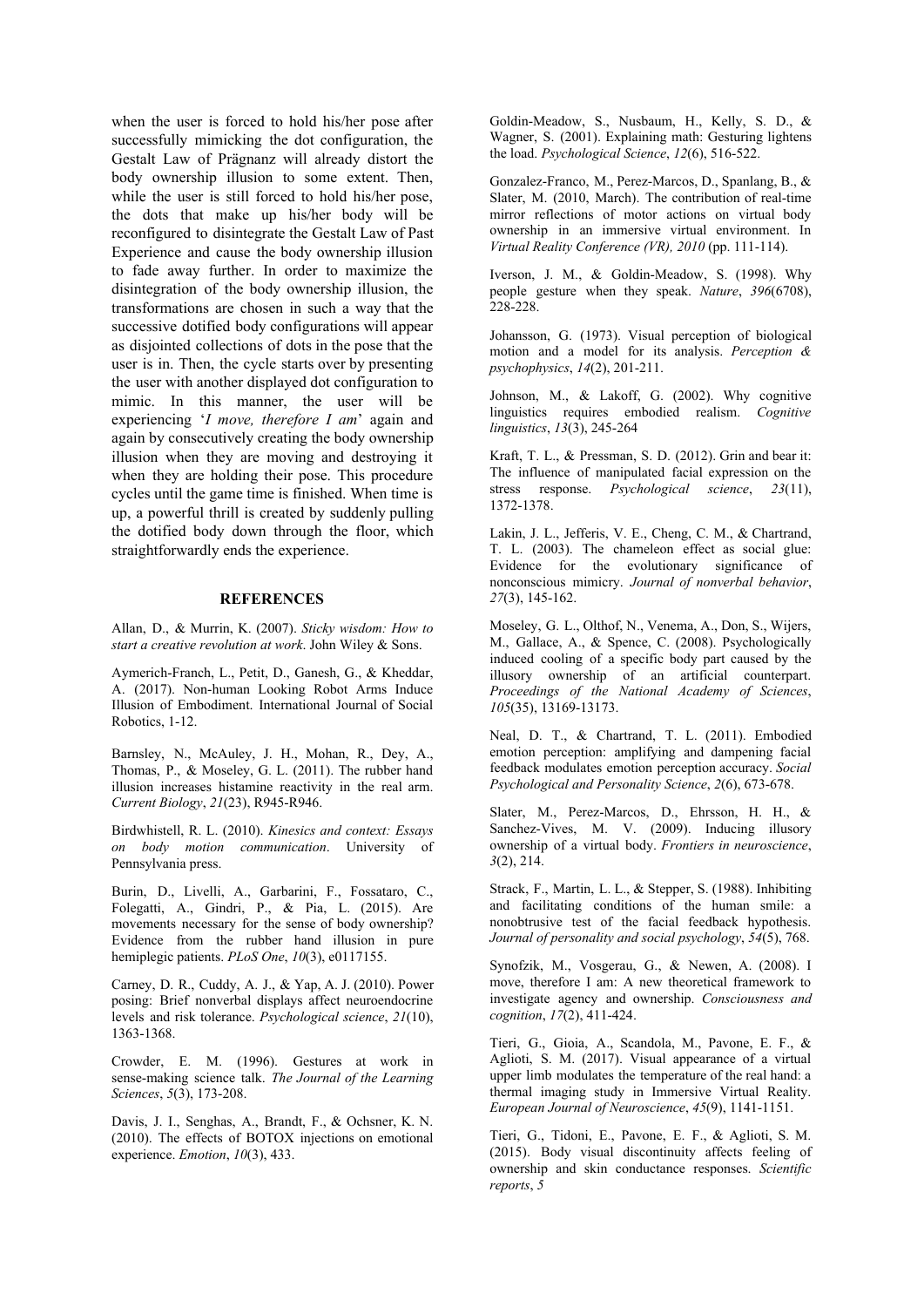when the user is forced to hold his/her pose after successfully mimicking the dot configuration, the Gestalt Law of Prägnanz will already distort the body ownership illusion to some extent. Then, while the user is still forced to hold his/her pose, the dots that make up his/her body will be reconfigured to disintegrate the Gestalt Law of Past Experience and cause the body ownership illusion to fade away further. In order to maximize the disintegration of the body ownership illusion, the transformations are chosen in such a way that the successive dotified body configurations will appear as disjointed collections of dots in the pose that the user is in. Then, the cycle starts over by presenting the user with another displayed dot configuration to mimic. In this manner, the user will be experiencing '*I move, therefore I am*' again and again by consecutively creating the body ownership illusion when they are moving and destroying it when they are holding their pose. This procedure cycles until the game time is finished. When time is up, a powerful thrill is created by suddenly pulling the dotified body down through the floor, which straightforwardly ends the experience.

## REFERENCES

Allan, D., & Murrin, K. (2007). *Sticky wisdom: How to start a creative revolution at work*. John Wiley & Sons.

Aymerich-Franch, L., Petit, D., Ganesh, G., & Kheddar, A. (2017). Non-human Looking Robot Arms Induce Illusion of Embodiment. International Journal of Social Robotics, 1-12.

Barnsley, N., McAuley, J. H., Mohan, R., Dey, A., Thomas, P., & Moseley, G. L. (2011). The rubber hand illusion increases histamine reactivity in the real arm. *Current Biology*, *21*(23), R945-R946.

Birdwhistell, R. L. (2010). *Kinesics and context: Essays on body motion communication*. University of Pennsylvania press.

Burin, D., Livelli, A., Garbarini, F., Fossataro, C., Folegatti, A., Gindri, P., & Pia, L. (2015). Are movements necessary for the sense of body ownership? Evidence from the rubber hand illusion in pure hemiplegic patients. *PLoS One*, *10*(3), e0117155.

Carney, D. R., Cuddy, A. J., & Yap, A. J. (2010). Power posing: Brief nonverbal displays affect neuroendocrine levels and risk tolerance. *Psychological science*, *21*(10), 1363-1368.

Crowder, E. M. (1996). Gestures at work in sense-making science talk. *The Journal of the Learning Sciences*, *5*(3), 173-208.

Davis, J. I., Senghas, A., Brandt, F., & Ochsner, K. N. (2010). The effects of BOTOX injections on emotional experience. *Emotion*, *10*(3), 433.

Goldin-Meadow, S., Nusbaum, H., Kelly, S. D., & Wagner, S. (2001). Explaining math: Gesturing lightens the load. *Psychological Science*, *12*(6), 516-522.

Gonzalez-Franco, M., Perez-Marcos, D., Spanlang, B., & Slater, M. (2010, March). The contribution of real-time mirror reflections of motor actions on virtual body ownership in an immersive virtual environment. In *Virtual Reality Conference (VR), 2010* (pp. 111-114).

Iverson, J. M., & Goldin-Meadow, S. (1998). Why people gesture when they speak. *Nature*, *396*(6708), 228-228.

Johansson, G. (1973). Visual perception of biological motion and a model for its analysis. *Perception & psychophysics*, *14*(2), 201-211.

Johnson, M., & Lakoff, G. (2002). Why cognitive linguistics requires embodied realism. *Cognitive linguistics*, *13*(3), 245-264

Kraft, T. L., & Pressman, S. D. (2012). Grin and bear it: The influence of manipulated facial expression on the stress response. *Psychological science*, *23*(11), 1372-1378.

Lakin, J. L., Jefferis, V. E., Cheng, C. M., & Chartrand, T. L. (2003). The chameleon effect as social glue: Evidence for the evolutionary significance of nonconscious mimicry. *Journal of nonverbal behavior*, *27*(3), 145-162.

Moseley, G. L., Olthof, N., Venema, A., Don, S., Wijers, M., Gallace, A., & Spence, C. (2008). Psychologically induced cooling of a specific body part caused by the illusory ownership of an artificial counterpart. *Proceedings of the National Academy of Sciences*, *105*(35), 13169-13173.

Neal, D. T., & Chartrand, T. L. (2011). Embodied emotion perception: amplifying and dampening facial feedback modulates emotion perception accuracy. *Social Psychological and Personality Science*, *2*(6), 673-678.

Slater, M., Perez-Marcos, D., Ehrsson, H. H., & Sanchez-Vives, M. V. (2009). Inducing illusory ownership of a virtual body. *Frontiers in neuroscience*, *3*(2), 214.

Strack, F., Martin, L. L., & Stepper, S. (1988). Inhibiting and facilitating conditions of the human smile: a nonobtrusive test of the facial feedback hypothesis. *Journal of personality and social psychology*, *54*(5), 768.

Synofzik, M., Vosgerau, G., & Newen, A. (2008). I move, therefore I am: A new theoretical framework to investigate agency and ownership. *Consciousness and cognition*, *17*(2), 411-424.

Tieri, G., Gioia, A., Scandola, M., Pavone, E. F., & Aglioti, S. M. (2017). Visual appearance of a virtual upper limb modulates the temperature of the real hand: a thermal imaging study in Immersive Virtual Reality. *European Journal of Neuroscience*, *45*(9), 1141-1151.

Tieri, G., Tidoni, E., Pavone, E. F., & Aglioti, S. M. (2015). Body visual discontinuity affects feeling of ownership and skin conductance responses. *Scientific reports*, *5*